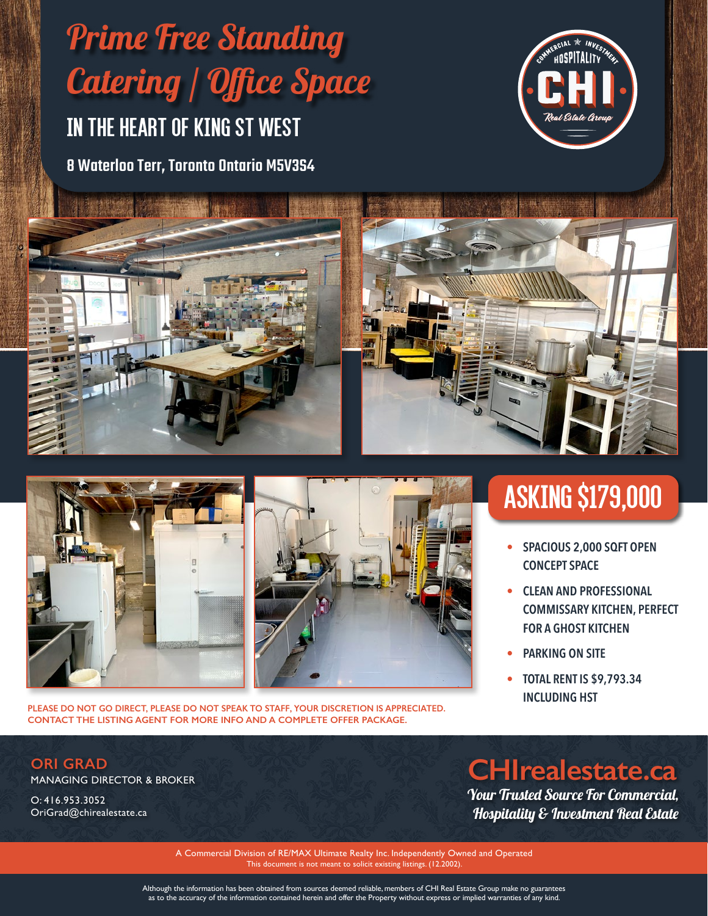# Prime Free Standing Catering | Office Space

## IN THE HEART OF KING ST WEST

**8 Waterloo Terr, Toronto Ontario M5V3S4**

COMMERCIAL ★ INVESTMENT HOSPITALITY CHI Real Estate Group

## ASKING $179,000

- SPACIOUS 2,000 SQFT OPEN CONCEPT SPACE
- CLEAN AND PROFESSIONAL COMMISSARY KITCHEN, PERFECT FOR A GHOST KITCHEN
- PARKING ON SITE
- TOTAL RENT IS $9,793.34 INCLUDING HST

PLEASE DO NOT GO DIRECT, PLEASE DO NOT SPEAK TO STAFF, YOUR DISCRETION IS APPRECIATED.
CONTACT THE LISTING AGENT FOR MORE INFO AND A COMPLETE OFFER PACKAGE.

**ORI GRAD**
MANAGING DIRECTOR & BROKER

O: 416.953.3052
OriGrad@chirealestate.ca

**CHIrealestate.ca**
*Your Trusted Source For Commercial, Hospitality & Investment Real Estate*

A Commercial Division of RE/MAX Ultimate Realty Inc. Independently Owned and Operated
This document is not meant to solicit existing listings. (12.2002).

Although the information has been obtained from sources deemed reliable, members of CHI Real Estate Group make no guarantees as to the accuracy of the information contained herein and offer the Property without express or implied warranties of any kind.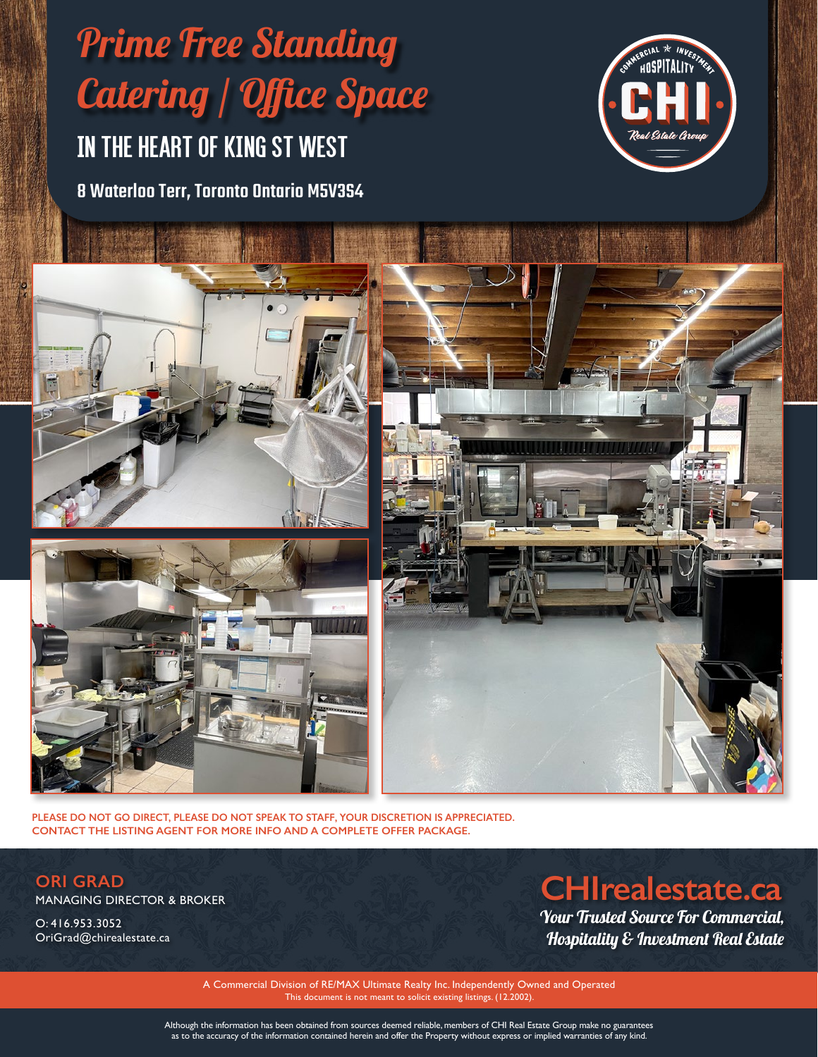# Prime Free Standing Catering / Office Space

## IN THE HEART OF KING ST WEST

**8 Waterloo Terr, Toronto Ontario M5V3S4**

COMMERCIAL ★ INVESTMENT HOSPITALITY CHI Real Estate Group

**PLEASE DO NOT GO DIRECT, PLEASE DO NOT SPEAK TO STAFF, YOUR DISCRETION IS APPRECIATED.**
**CONTACT THE LISTING AGENT FOR MORE INFO AND A COMPLETE OFFER PACKAGE.**

**ORI GRAD**
MANAGING DIRECTOR & BROKER

O: 416.953.3052
OriGrad@chirealestate.ca

**CHIrealestate.ca**

*Your Trusted Source For Commercial, Hospitality & Investment Real Estate*

A Commercial Division of RE/MAX Ultimate Realty Inc. Independently Owned and Operated
This document is not meant to solicit existing listings. (12.2002).

Although the information has been obtained from sources deemed reliable, members of CHI Real Estate Group make no guarantees as to the accuracy of the information contained herein and offer the Property without express or implied warranties of any kind.